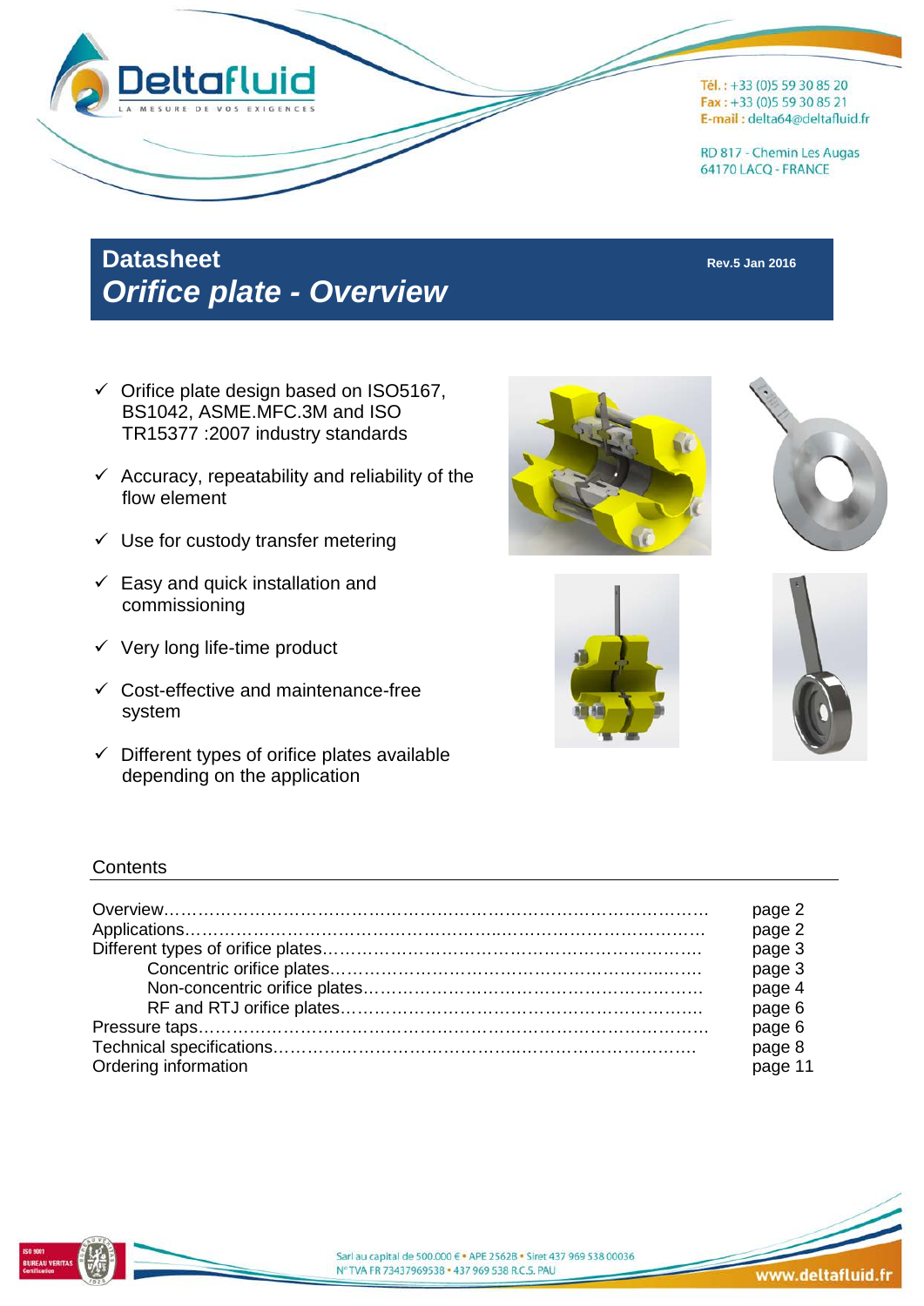Tél. : +33 (0)5 59 30 85 20
Fax : +33 (0)5 59 30 85 21
E-mail : delta64@deltafluid.fr

RD 817 - Chemin Les Augas
64170 LACQ - FRANCE

# Datasheet
## *Orifice plate - Overview*

**Rev.5 Jan 2016**

- ✓ Orifice plate design based on ISO5167, BS1042, ASME.MFC.3M and ISO TR15377 :2007 industry standards
- ✓ Accuracy, repeatability and reliability of the flow element
- ✓ Use for custody transfer metering
- ✓ Easy and quick installation and commissioning
- ✓ Very long life-time product
- ✓ Cost-effective and maintenance-free system
- ✓ Different types of orifice plates available depending on the application

## Contents

| | |
|---|---|
| Overview | page 2 |
| Applications | page 2 |
| Different types of orifice plates | page 3 |
| &nbsp;&nbsp;&nbsp;&nbsp;Concentric orifice plates | page 3 |
| &nbsp;&nbsp;&nbsp;&nbsp;Non-concentric orifice plates | page 4 |
| &nbsp;&nbsp;&nbsp;&nbsp;RF and RTJ orifice plates | page 6 |
| Pressure taps | page 6 |
| Technical specifications | page 8 |
| Ordering information | page 11 |

Sarl au capital de 500.000 € • APE 2562B • Siret 437 969 538 00036
N° TVA FR 73437969538 • 437 969 538 R.C.S. PAU

www.deltafluid.fr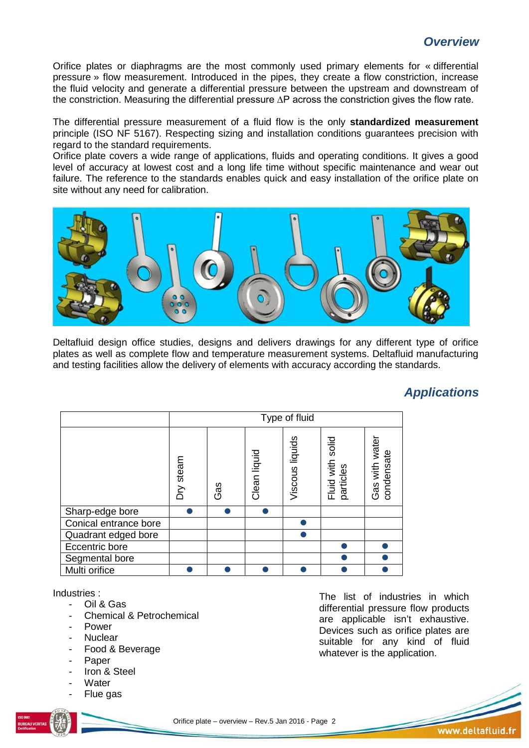## Overview

Orifice plates or diaphragms are the most commonly used primary elements for « differential pressure » flow measurement. Introduced in the pipes, they create a flow constriction, increase the fluid velocity and generate a differential pressure between the upstream and downstream of the constriction. Measuring the differential pressure ∆P across the constriction gives the flow rate.

The differential pressure measurement of a fluid flow is the only **standardized measurement** principle (ISO NF 5167). Respecting sizing and installation conditions guarantees precision with regard to the standard requirements.
Orifice plate covers a wide range of applications, fluids and operating conditions. It gives a good level of accuracy at lowest cost and a long life time without specific maintenance and wear out failure. The reference to the standards enables quick and easy installation of the orifice plate on site without any need for calibration.

Deltafluid design office studies, designs and delivers drawings for any different type of orifice plates as well as complete flow and temperature measurement systems. Deltafluid manufacturing and testing facilities allow the delivery of elements with accuracy according the standards.

## Applications

| | Type of fluid | | | | | |
|---|---|---|---|---|---|---|
| | Dry steam | Gas | Clean liquid | Viscous liquids | Fluid with solid particles | Gas with water condensate |
| Sharp-edge bore | ● | ● | ● | | | |
| Conical entrance bore | | | | ● | | |
| Quadrant edged bore | | | | ● | | |
| Eccentric bore | | | | | ● | ● |
| Segmental bore | | | | | ● | ● |
| Multi orifice | ● | ● | ● | ● | ● | ● |

Industries :

- Oil & Gas
- Chemical & Petrochemical
- Power
- Nuclear
- Food & Beverage
- Paper
- Iron & Steel
- Water
- Flue gas

The list of industries in which differential pressure flow products are applicable isn't exhaustive. Devices such as orifice plates are suitable for any kind of fluid whatever is the application.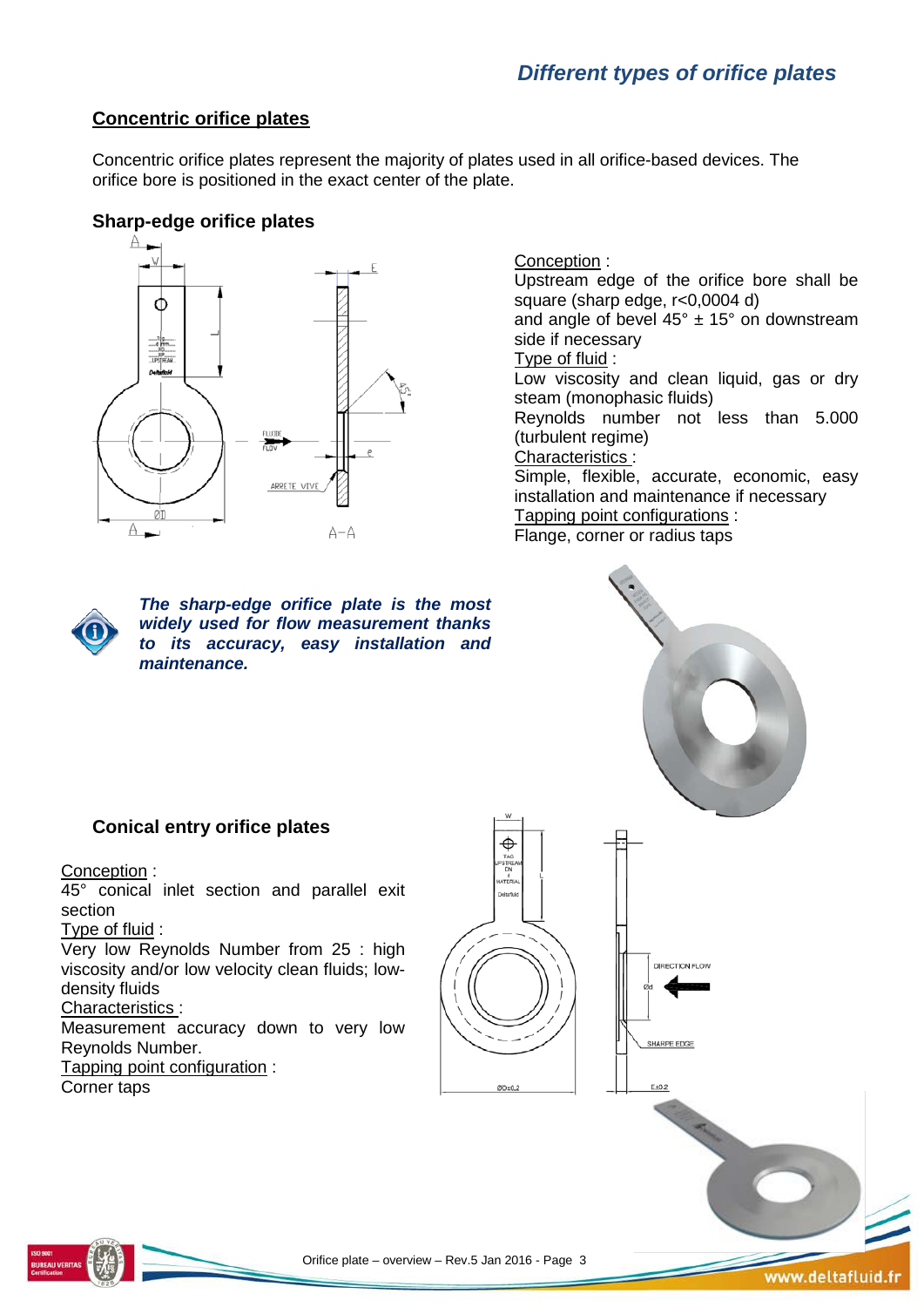# Different types of orifice plates

## Concentric orifice plates

Concentric orifice plates represent the majority of plates used in all orifice-based devices. The orifice bore is positioned in the exact center of the plate.

### Sharp-edge orifice plates

Conception :
Upstream edge of the orifice bore shall be square (sharp edge, r<0,0004 d)
and angle of bevel 45° ± 15° on downstream side if necessary
Type of fluid :
Low viscosity and clean liquid, gas or dry steam (monophasic fluids)
Reynolds number not less than 5.000 (turbulent regime)
Characteristics :
Simple, flexible, accurate, economic, easy installation and maintenance if necessary
Tapping point configurations :
Flange, corner or radius taps

***The sharp-edge orifice plate is the most widely used for flow measurement thanks to its accuracy, easy installation and maintenance.***

### Conical entry orifice plates

Conception :
45° conical inlet section and parallel exit section
Type of fluid :
Very low Reynolds Number from 25 : high viscosity and/or low velocity clean fluids; low-density fluids
Characteristics :
Measurement accuracy down to very low Reynolds Number.
Tapping point configuration :
Corner taps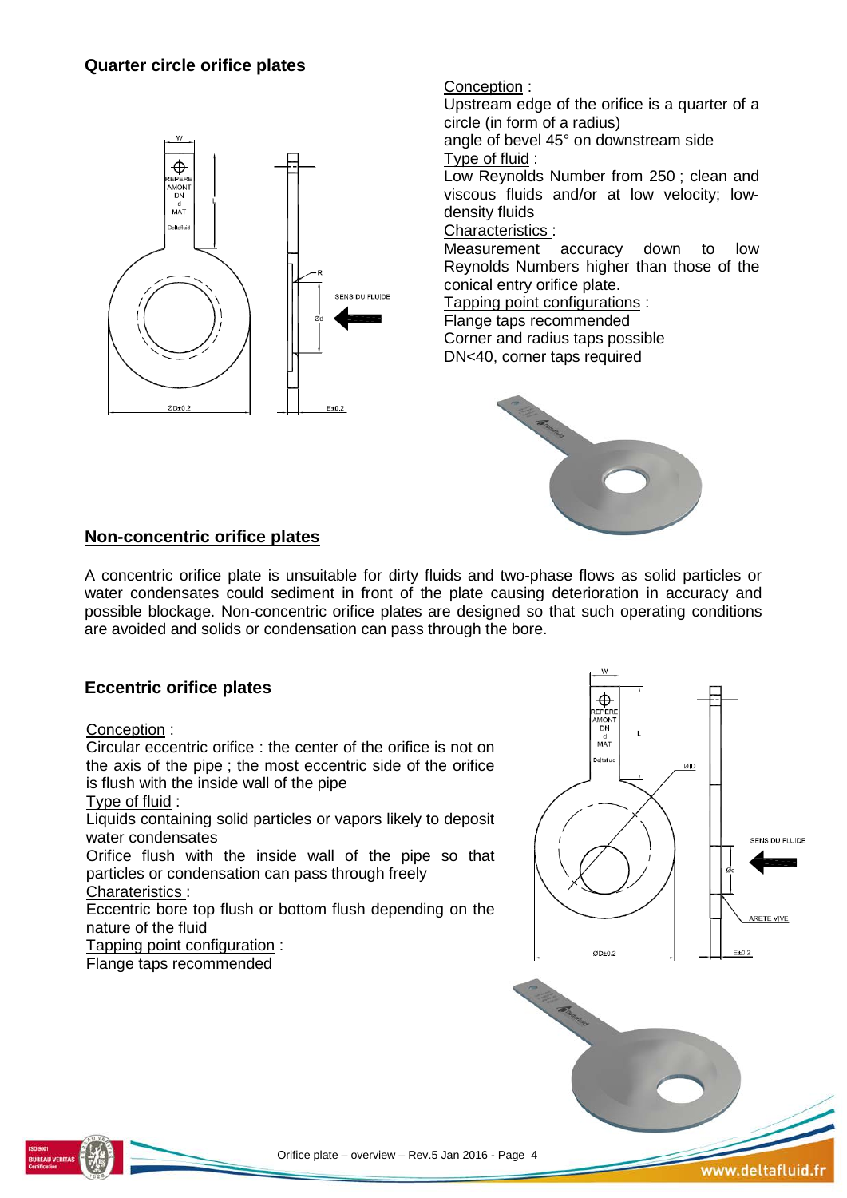### Quarter circle orifice plates

Conception :
Upstream edge of the orifice is a quarter of a circle (in form of a radius)
angle of bevel 45° on downstream side

Type of fluid :
Low Reynolds Number from 250 ; clean and viscous fluids and/or at low velocity; low-density fluids

Characteristics :
Measurement accuracy down to low Reynolds Numbers higher than those of the conical entry orifice plate.

Tapping point configurations :
Flange taps recommended
Corner and radius taps possible
DN<40, corner taps required

## Non-concentric orifice plates

A concentric orifice plate is unsuitable for dirty fluids and two-phase flows as solid particles or water condensates could sediment in front of the plate causing deterioration in accuracy and possible blockage. Non-concentric orifice plates are designed so that such operating conditions are avoided and solids or condensation can pass through the bore.

### Eccentric orifice plates

Conception :
Circular eccentric orifice : the center of the orifice is not on the axis of the pipe ; the most eccentric side of the orifice is flush with the inside wall of the pipe

Type of fluid :
Liquids containing solid particles or vapors likely to deposit water condensates
Orifice flush with the inside wall of the pipe so that particles or condensation can pass through freely

Charateristics :
Eccentric bore top flush or bottom flush depending on the nature of the fluid

Tapping point configuration :
Flange taps recommended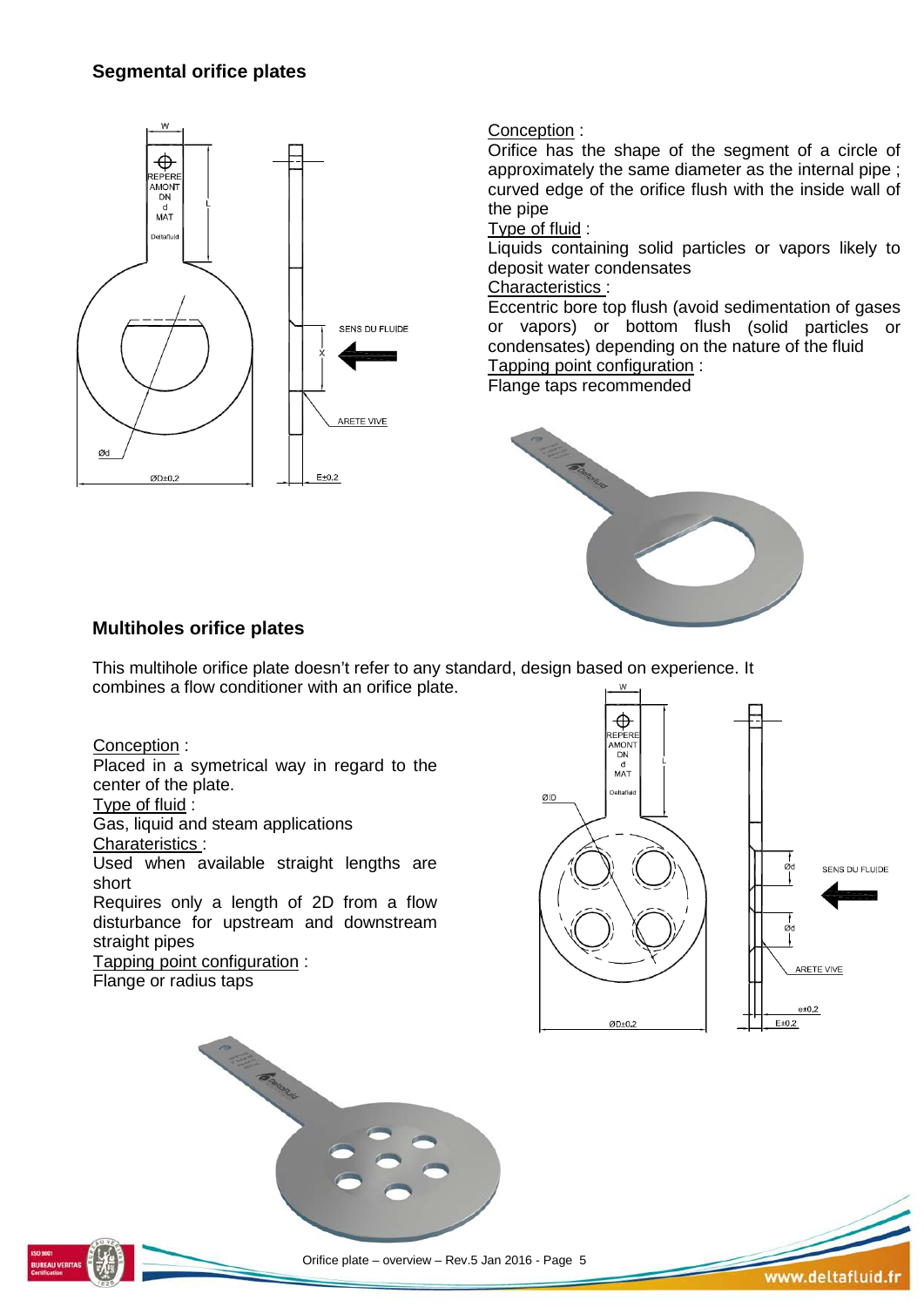## Segmental orifice plates

Conception :
Orifice has the shape of the segment of a circle of approximately the same diameter as the internal pipe ; curved edge of the orifice flush with the inside wall of the pipe

Type of fluid :
Liquids containing solid particles or vapors likely to deposit water condensates

Characteristics :
Eccentric bore top flush (avoid sedimentation of gases or vapors) or bottom flush (solid particles or condensates) depending on the nature of the fluid

Tapping point configuration :
Flange taps recommended

## Multiholes orifice plates

This multihole orifice plate doesn't refer to any standard, design based on experience. It combines a flow conditioner with an orifice plate.

Conception :
Placed in a symetrical way in regard to the center of the plate.

Type of fluid :
Gas, liquid and steam applications

Charateristics :
Used when available straight lengths are short
Requires only a length of 2D from a flow disturbance for upstream and downstream straight pipes

Tapping point configuration :
Flange or radius taps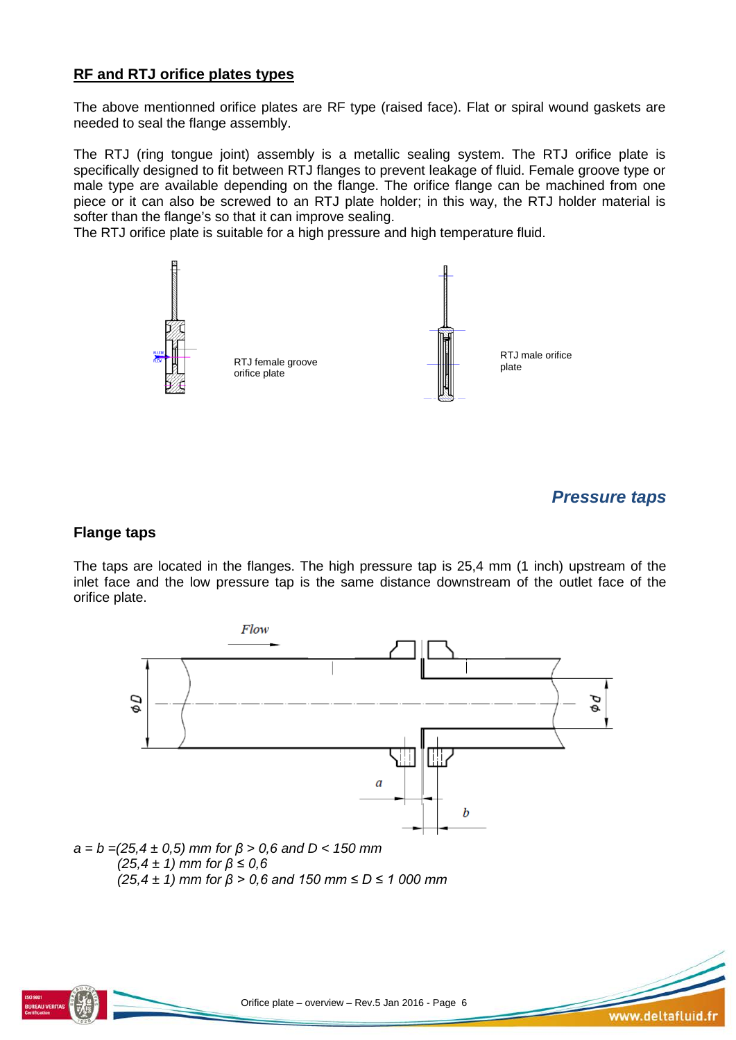## RF and RTJ orifice plates types

The above mentionned orifice plates are RF type (raised face). Flat or spiral wound gaskets are needed to seal the flange assembly.

The RTJ (ring tongue joint) assembly is a metallic sealing system. The RTJ orifice plate is specifically designed to fit between RTJ flanges to prevent leakage of fluid. Female groove type or male type are available depending on the flange. The orifice flange can be machined from one piece or it can also be screwed to an RTJ plate holder; in this way, the RTJ holder material is softer than the flange's so that it can improve sealing.
The RTJ orifice plate is suitable for a high pressure and high temperature fluid.

RTJ female groove orifice plate

RTJ male orifice plate

# *Pressure taps*

### Flange taps

The taps are located in the flanges. The high pressure tap is 25,4 mm (1 inch) upstream of the inlet face and the low pressure tap is the same distance downstream of the outlet face of the orifice plate.

*a = b =(25,4 ± 0,5) mm for β > 0,6 and D < 150 mm*
*(25,4 ± 1) mm for β ≤ 0,6*
*(25,4 ± 1) mm for β > 0,6 and 150 mm ≤ D ≤ 1 000 mm*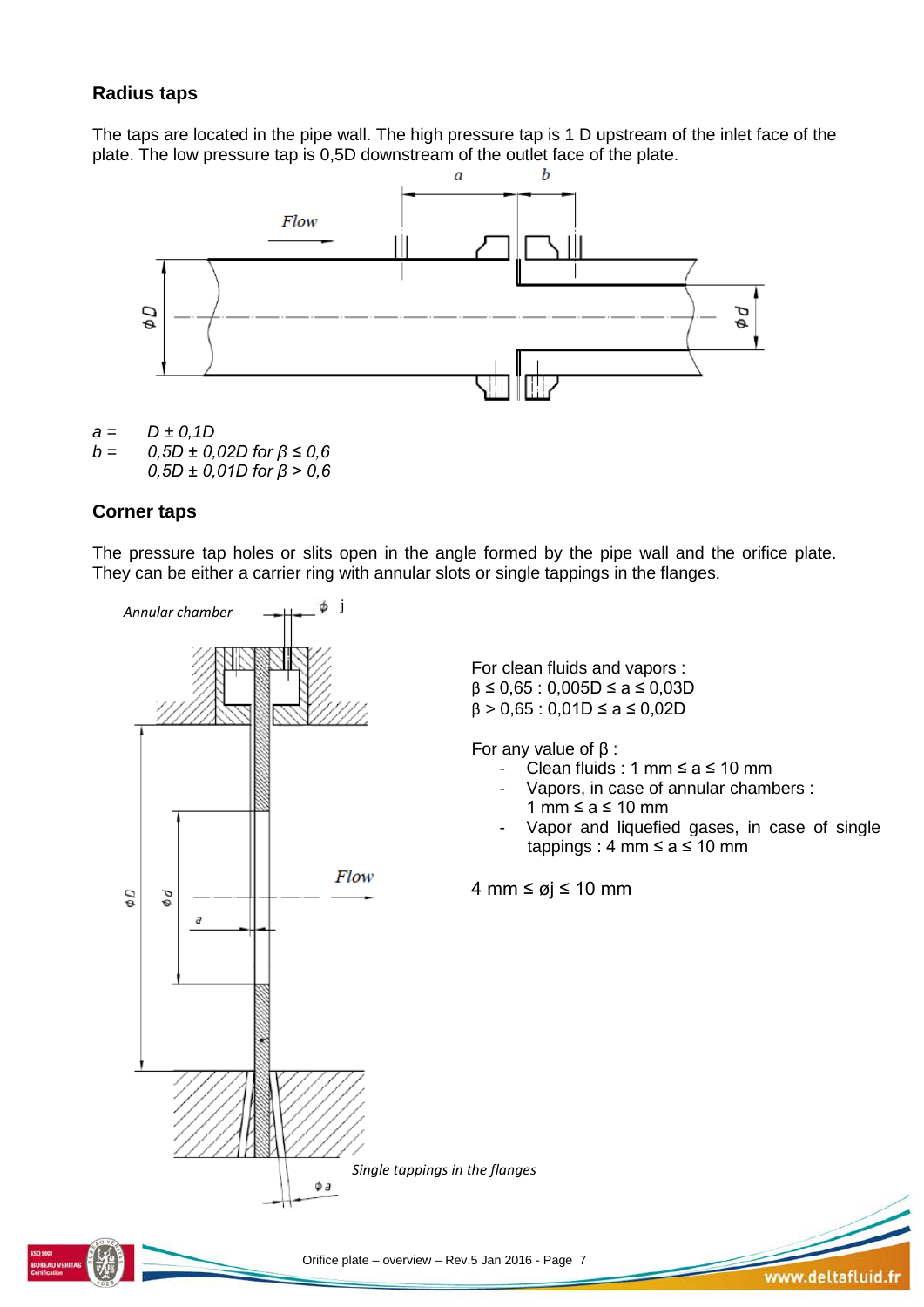## Radius taps

The taps are located in the pipe wall. The high pressure tap is 1 D upstream of the inlet face of the plate. The low pressure tap is 0,5D downstream of the outlet face of the plate.

*a =* *D ± 0,1D*
*b =* *0,5D ± 0,02D for β ≤ 0,6*
*0,5D ± 0,01D for β > 0,6*

## Corner taps

The pressure tap holes or slits open in the angle formed by the pipe wall and the orifice plate. They can be either a carrier ring with annular slots or single tappings in the flanges.

For clean fluids and vapors :
β ≤ 0,65 : 0,005D ≤ a ≤ 0,03D
β > 0,65 : 0,01D ≤ a ≤ 0,02D

For any value of β :

- Clean fluids : 1 mm ≤ a ≤ 10 mm
- Vapors, in case of annular chambers : 1 mm ≤ a ≤ 10 mm
- Vapor and liquefied gases, in case of single tappings : 4 mm ≤ a ≤ 10 mm

4 mm ≤ øj ≤ 10 mm

*Annular chamber*

*Single tappings in the flanges*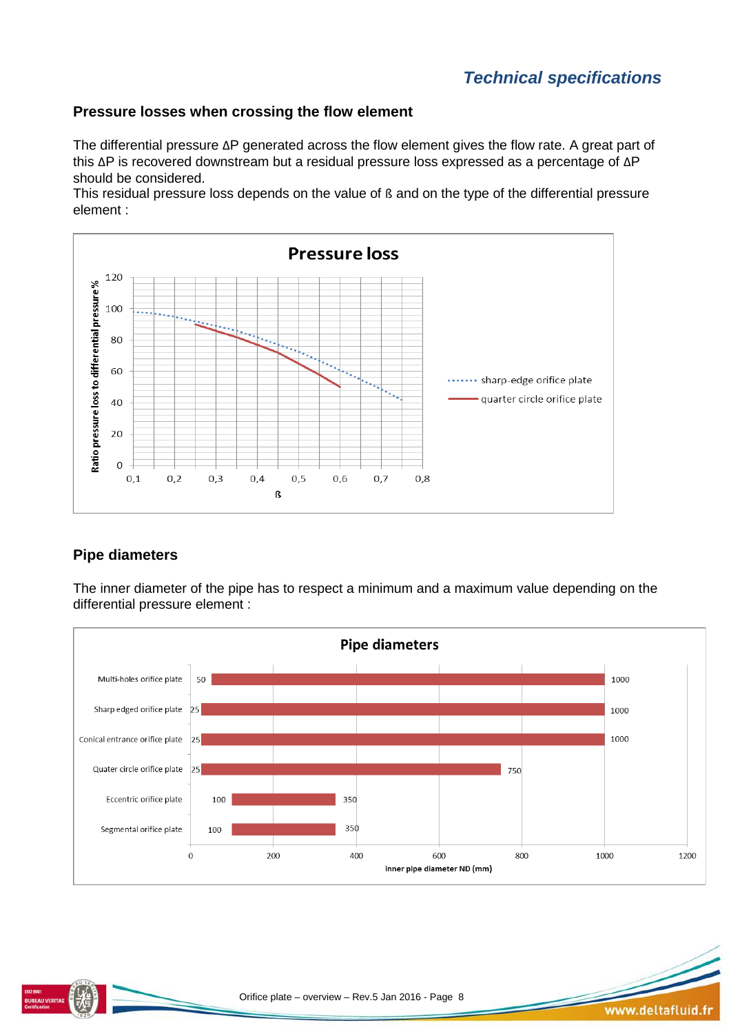## Technical specifications

### Pressure losses when crossing the flow element

The differential pressure ΔP generated across the flow element gives the flow rate. A great part of this ΔP is recovered downstream but a residual pressure loss expressed as a percentage of ΔP should be considered.
This residual pressure loss depends on the value of ß and on the type of the differential pressure element :

### Pipe diameters

The inner diameter of the pipe has to respect a minimum and a maximum value depending on the differential pressure element :

| Pipe diameters | Min inner pipe diameter ND (mm) | Max inner pipe diameter ND (mm) |
|---|---|---|
| Multi-holes orifice plate | 50 | 1000 |
| Sharp edged orifice plate | 25 | 1000 |
| Conical entrance orifice plate | 25 | 1000 |
| Quater circle orifice plate | 25 | 750 |
| Eccentric orifice plate | 100 | 350 |
| Segmental orifice plate | 100 | 350 |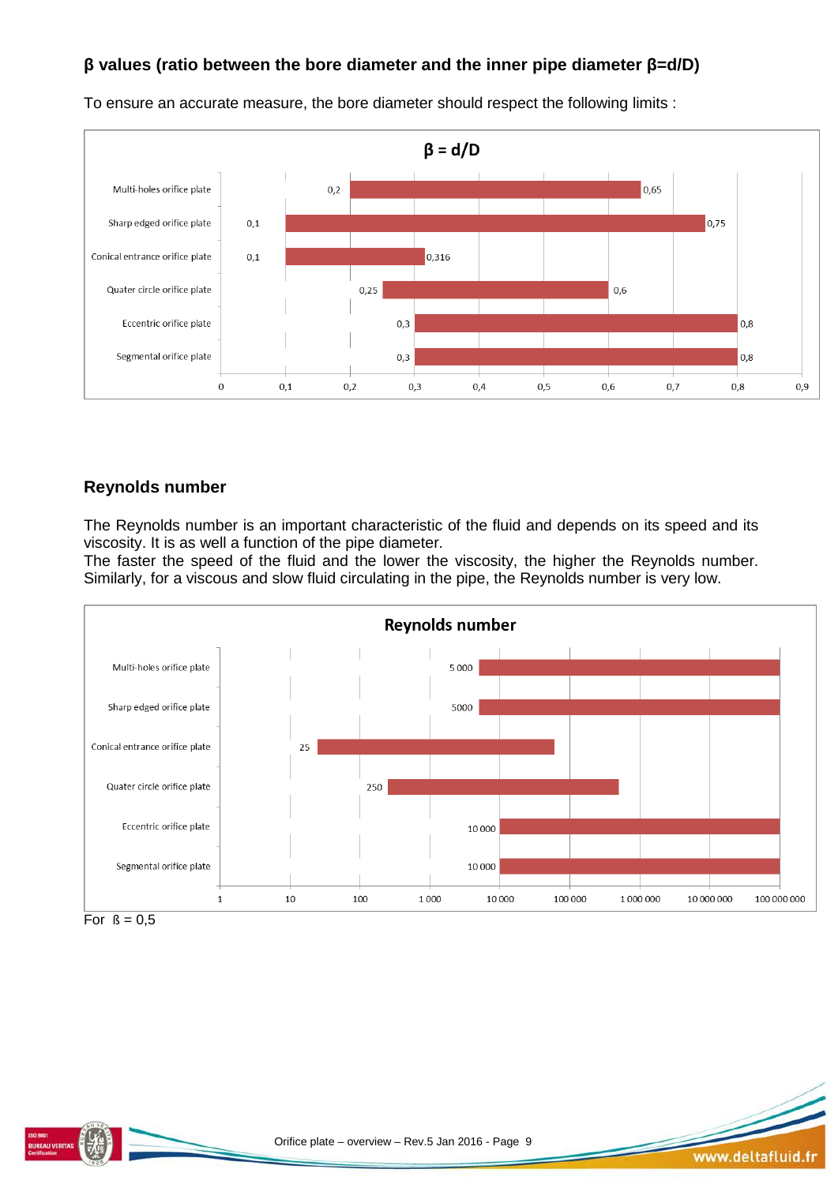### β values (ratio between the bore diameter and the inner pipe diameter β=d/D)

To ensure an accurate measure, the bore diameter should respect the following limits :

**β = d/D**

| Orifice plate type | Min β | Max β |
|---|---|---|
| Multi-holes orifice plate | 0,2 | 0,65 |
| Sharp edged orifice plate | 0,1 | 0,75 |
| Conical entrance orifice plate | 0,1 | 0,316 |
| Quater circle orifice plate | 0,25 | 0,6 |
| Eccentric orifice plate | 0,3 | 0,8 |
| Segmental orifice plate | 0,3 | 0,8 |

### Reynolds number

The Reynolds number is an important characteristic of the fluid and depends on its speed and its viscosity. It is as well a function of the pipe diameter.
The faster the speed of the fluid and the lower the viscosity, the higher the Reynolds number. Similarly, for a viscous and slow fluid circulating in the pipe, the Reynolds number is very low.

**Reynolds number**

| Orifice plate type | Min Reynolds number |
|---|---|
| Multi-holes orifice plate | 5 000 |
| Sharp edged orifice plate | 5000 |
| Conical entrance orifice plate | 25 |
| Quater circle orifice plate | 250 |
| Eccentric orifice plate | 10 000 |
| Segmental orifice plate | 10 000 |

For ß = 0,5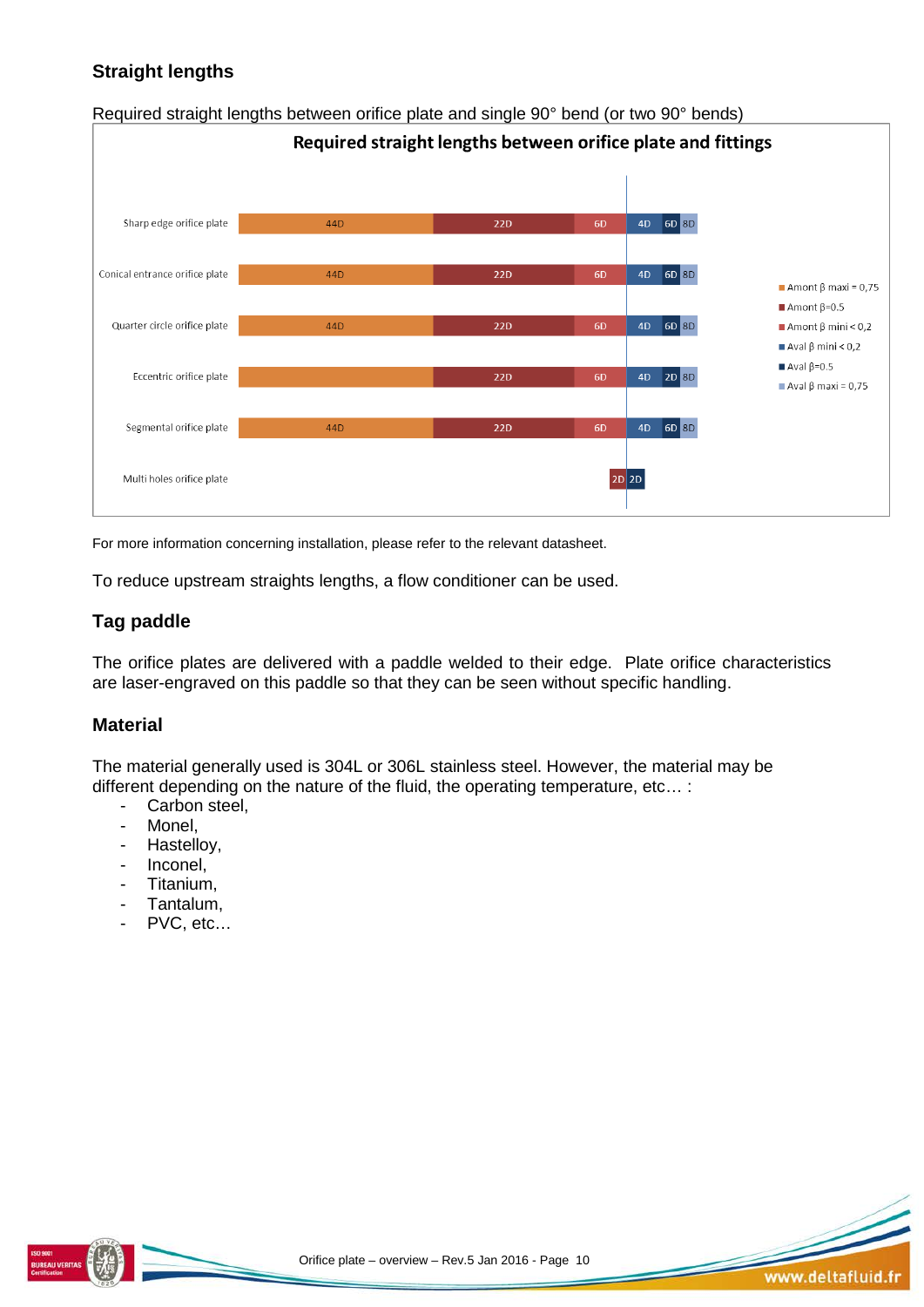## Straight lengths

Required straight lengths between orifice plate and single 90° bend (or two 90° bends)

**Required straight lengths between orifice plate and fittings**

| Orifice plate | Amont β maxi = 0,75 | Amont β=0.5 | Amont β mini < 0,2 | Aval β mini < 0,2 | Aval β=0.5 | Aval β maxi = 0,75 |
|---|---|---|---|---|---|---|
| Sharp edge orifice plate | 44D | 22D | 6D | 4D | 6D | 8D |
| Conical entrance orifice plate | 44D | 22D | 6D | 4D | 6D | 8D |
| Quarter circle orifice plate | 44D | 22D | 6D | 4D | 6D | 8D |
| Eccentric orifice plate | | 22D | 6D | 4D | 2D | 8D |
| Segmental orifice plate | 44D | 22D | 6D | 4D | 6D | 8D |
| Multi holes orifice plate | | | 2D | | 2D | |

For more information concerning installation, please refer to the relevant datasheet.

To reduce upstream straights lengths, a flow conditioner can be used.

## Tag paddle

The orifice plates are delivered with a paddle welded to their edge. Plate orifice characteristics are laser-engraved on this paddle so that they can be seen without specific handling.

## Material

The material generally used is 304L or 306L stainless steel. However, the material may be different depending on the nature of the fluid, the operating temperature, etc… :

- Carbon steel,
- Monel,
- Hastelloy,
- Inconel,
- Titanium,
- Tantalum,
- PVC, etc…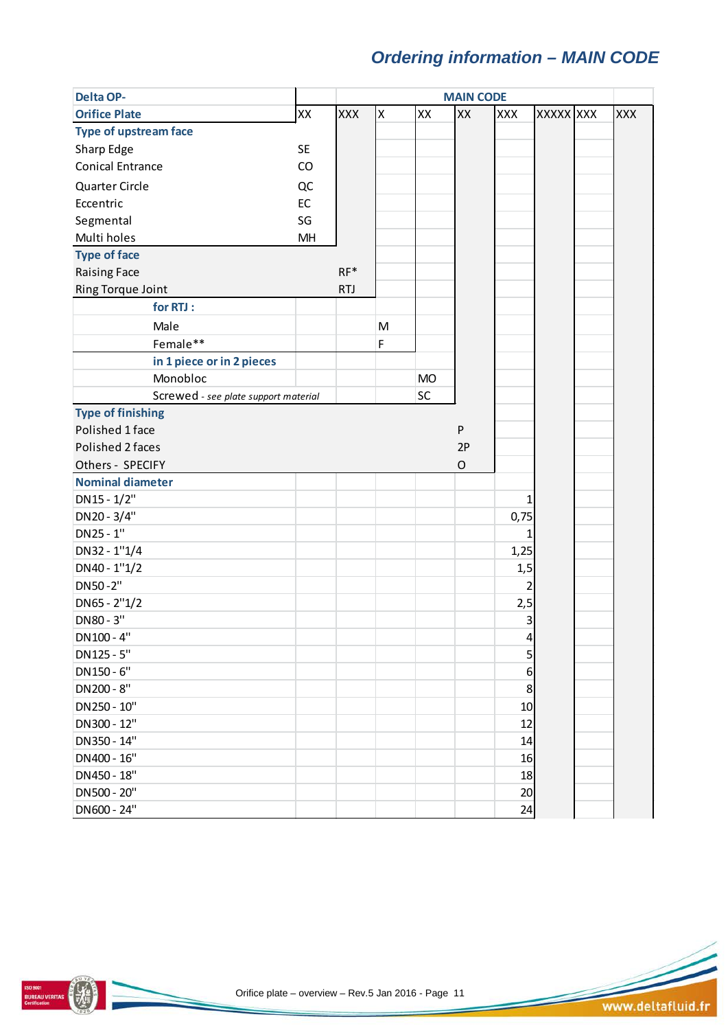## Ordering information – MAIN CODE

| Delta OP- | | MAIN CODE | | | | | | | |
|---|---|---|---|---|---|---|---|---|---|
| **Orifice Plate** | XX | XXX | X | XX | XX | XXX | XXXXX | XXX | XXX |
| **Type of upstream face** | | | | | | | | | |
| Sharp Edge | SE | | | | | | | | |
| Conical Entrance | CO | | | | | | | | |
| Quarter Circle | QC | | | | | | | | |
| Eccentric | EC | | | | | | | | |
| Segmental | SG | | | | | | | | |
| Multi holes | MH | | | | | | | | |
| **Type of face** | | | | | | | | | |
| Raising Face | | RF* | | | | | | | |
| Ring Torque Joint | | RTJ | | | | | | | |
| **for RTJ :** | | | | | | | | | |
| Male | | | M | | | | | | |
| Female** | | | F | | | | | | |
| **in 1 piece or in 2 pieces** | | | | | | | | | |
| Monobloc | | | | MO | | | | | |
| Screwed - *see plate support material* | | | | SC | | | | | |
| **Type of finishing** | | | | | | | | | |
| Polished 1 face | | | | | P | | | | |
| Polished 2 faces | | | | | 2P | | | | |
| Others - SPECIFY | | | | | O | | | | |
| **Nominal diameter** | | | | | | | | | |
| DN15 - 1/2" | | | | | | 1 | | | |
| DN20 - 3/4" | | | | | | 0,75 | | | |
| DN25 - 1" | | | | | | 1 | | | |
| DN32 - 1"1/4 | | | | | | 1,25 | | | |
| DN40 - 1"1/2 | | | | | | 1,5 | | | |
| DN50 -2" | | | | | | 2 | | | |
| DN65 - 2"1/2 | | | | | | 2,5 | | | |
| DN80 - 3" | | | | | | 3 | | | |
| DN100 - 4" | | | | | | 4 | | | |
| DN125 - 5" | | | | | | 5 | | | |
| DN150 - 6" | | | | | | 6 | | | |
| DN200 - 8" | | | | | | 8 | | | |
| DN250 - 10" | | | | | | 10 | | | |
| DN300 - 12" | | | | | | 12 | | | |
| DN350 - 14" | | | | | | 14 | | | |
| DN400 - 16" | | | | | | 16 | | | |
| DN450 - 18" | | | | | | 18 | | | |
| DN500 - 20" | | | | | | 20 | | | |
| DN600 - 24" | | | | | | 24 | | | |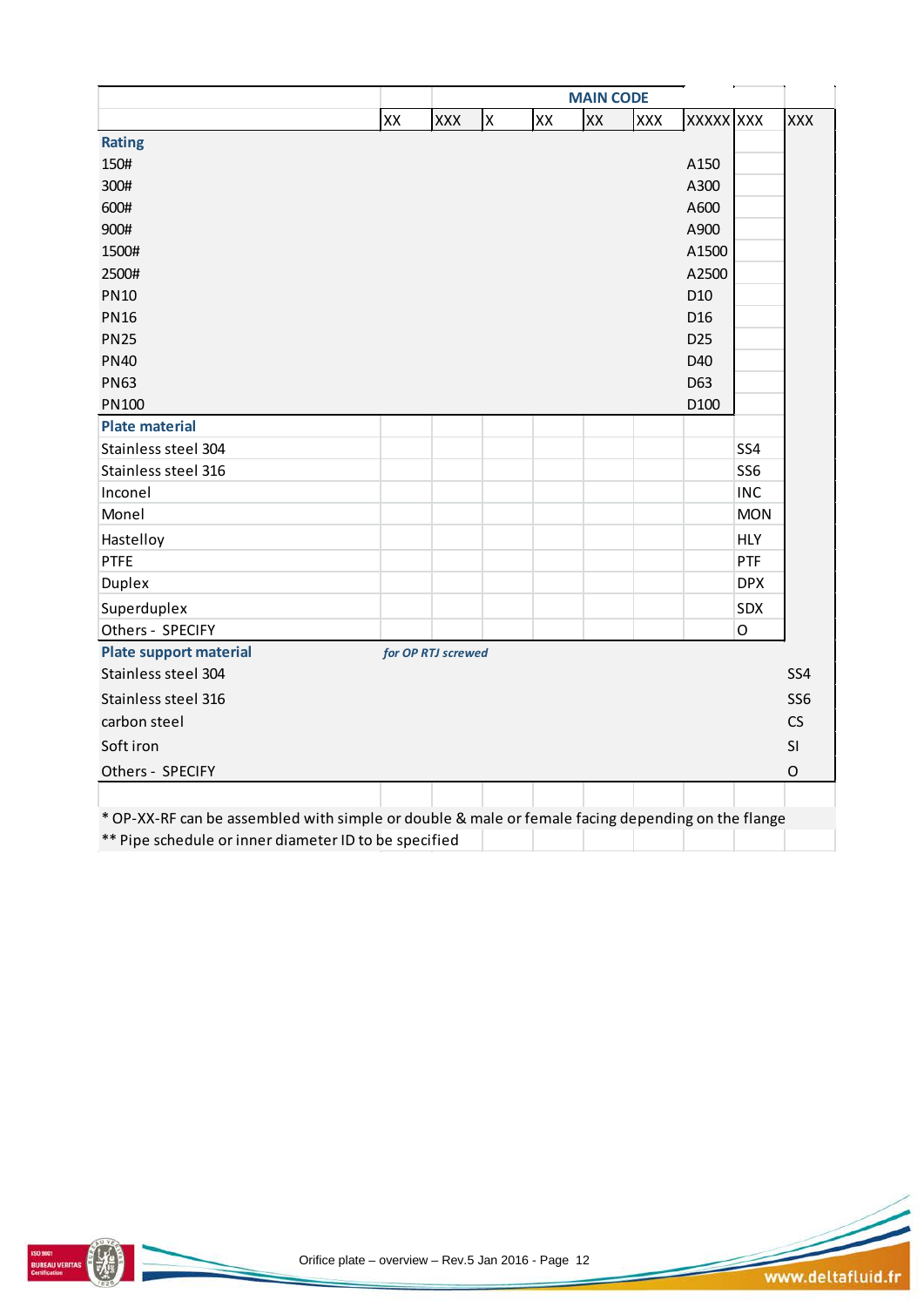| | | MAIN CODE | | | | | | | |
|---|---|---|---|---|---|---|---|---|---|
| | XX | XXX | X | XX | XX | XXX | XXXXX | XXX | XXX |
| **Rating** | | | | | | | | | |
| 150# | | | | | | | A150 | | |
| 300# | | | | | | | A300 | | |
| 600# | | | | | | | A600 | | |
| 900# | | | | | | | A900 | | |
| 1500# | | | | | | | A1500 | | |
| 2500# | | | | | | | A2500 | | |
| PN10 | | | | | | | D10 | | |
| PN16 | | | | | | | D16 | | |
| PN25 | | | | | | | D25 | | |
| PN40 | | | | | | | D40 | | |
| PN63 | | | | | | | D63 | | |
| PN100 | | | | | | | D100 | | |
| **Plate material** | | | | | | | | | |
| Stainless steel 304 | | | | | | | | SS4 | |
| Stainless steel 316 | | | | | | | | SS6 | |
| Inconel | | | | | | | | INC | |
| Monel | | | | | | | | MON | |
| Hastelloy | | | | | | | | HLY | |
| PTFE | | | | | | | | PTF | |
| Duplex | | | | | | | | DPX | |
| Superduplex | | | | | | | | SDX | |
| Others - SPECIFY | | | | | | | | O | |
| **Plate support material** | ***for OP RTJ screwed*** | | | | | | | | |
| Stainless steel 304 | | | | | | | | | SS4 |
| Stainless steel 316 | | | | | | | | | SS6 |
| carbon steel | | | | | | | | | CS |
| Soft iron | | | | | | | | | SI |
| Others - SPECIFY | | | | | | | | | O |

* OP-XX-RF can be assembled with simple or double & male or female facing depending on the flange

** Pipe schedule or inner diameter ID to be specified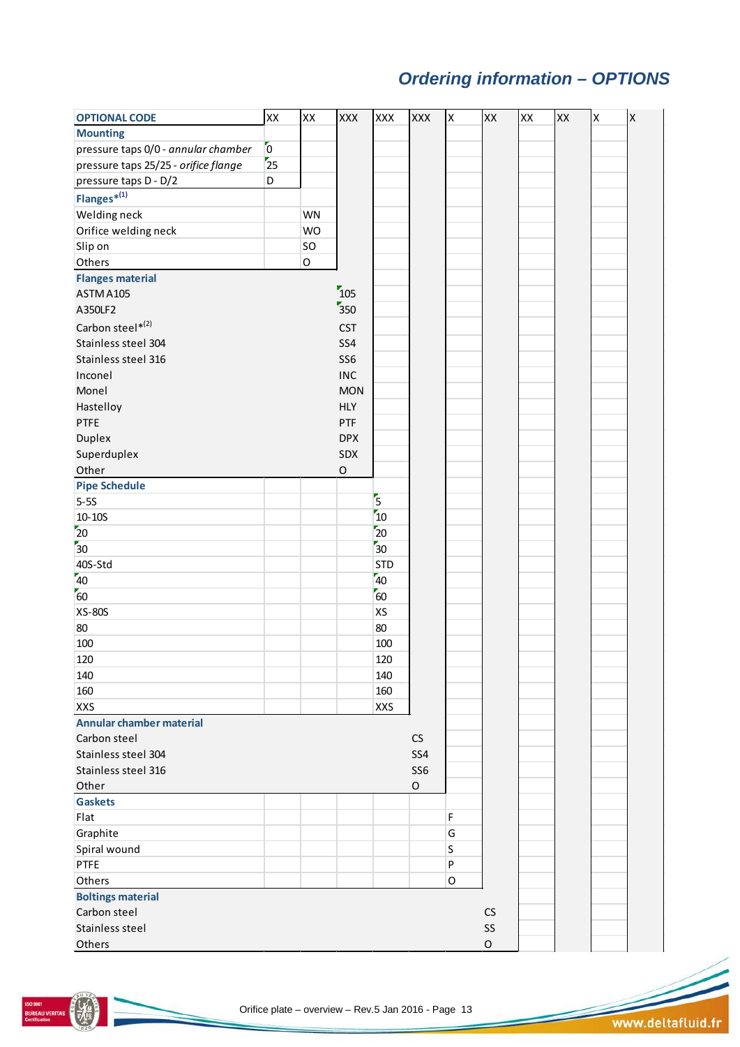# Ordering information – OPTIONS

| OPTIONAL CODE | XX | XX | XXX | XXX | XXX | X | XX | XX | XX | X | X |
|---|---|---|---|---|---|---|---|---|---|---|---|
| **Mounting** | | | | | | | | | | | |
| pressure taps 0/0 - *annular chamber* | 0 | | | | | | | | | | |
| pressure taps 25/25 - *orifice flange* | 25 | | | | | | | | | | |
| pressure taps D - D/2 | D | | | | | | | | | | |
| **Flanges*** [(1)] | | | | | | | | | | | |
| Welding neck | | WN | | | | | | | | | |
| Orifice welding neck | | WO | | | | | | | | | |
| Slip on | | SO | | | | | | | | | |
| Others | | O | | | | | | | | | |
| **Flanges material** | | | | | | | | | | | |
| ASTM A105 | | | 105 | | | | | | | | |
| A350LF2 | | | 350 | | | | | | | | |
| Carbon steel* [(2)] | | | CST | | | | | | | | |
| Stainless steel 304 | | | SS4 | | | | | | | | |
| Stainless steel 316 | | | SS6 | | | | | | | | |
| Inconel | | | INC | | | | | | | | |
| Monel | | | MON | | | | | | | | |
| Hastelloy | | | HLY | | | | | | | | |
| PTFE | | | PTF | | | | | | | | |
| Duplex | | | DPX | | | | | | | | |
| Superduplex | | | SDX | | | | | | | | |
| Other | | | O | | | | | | | | |
| **Pipe Schedule** | | | | | | | | | | | |
| 5-5S | | | | 5 | | | | | | | |
| 10-10S | | | | 10 | | | | | | | |
| 20 | | | | 20 | | | | | | | |
| 30 | | | | 30 | | | | | | | |
| 40S-Std | | | | STD | | | | | | | |
| 40 | | | | 40 | | | | | | | |
| 60 | | | | 60 | | | | | | | |
| XS-80S | | | | XS | | | | | | | |
| 80 | | | | 80 | | | | | | | |
| 100 | | | | 100 | | | | | | | |
| 120 | | | | 120 | | | | | | | |
| 140 | | | | 140 | | | | | | | |
| 160 | | | | 160 | | | | | | | |
| XXS | | | | XXS | | | | | | | |
| **Annular chamber material** | | | | | | | | | | | |
| Carbon steel | | | | | CS | | | | | | |
| Stainless steel 304 | | | | | SS4 | | | | | | |
| Stainless steel 316 | | | | | SS6 | | | | | | |
| Other | | | | | O | | | | | | |
| **Gaskets** | | | | | | | | | | | |
| Flat | | | | | | F | | | | | |
| Graphite | | | | | | G | | | | | |
| Spiral wound | | | | | | S | | | | | |
| PTFE | | | | | | P | | | | | |
| Others | | | | | | O | | | | | |
| **Boltings material** | | | | | | | | | | | |
| Carbon steel | | | | | | | CS | | | | |
| Stainless steel | | | | | | | SS | | | | |
| Others | | | | | | | O | | | | |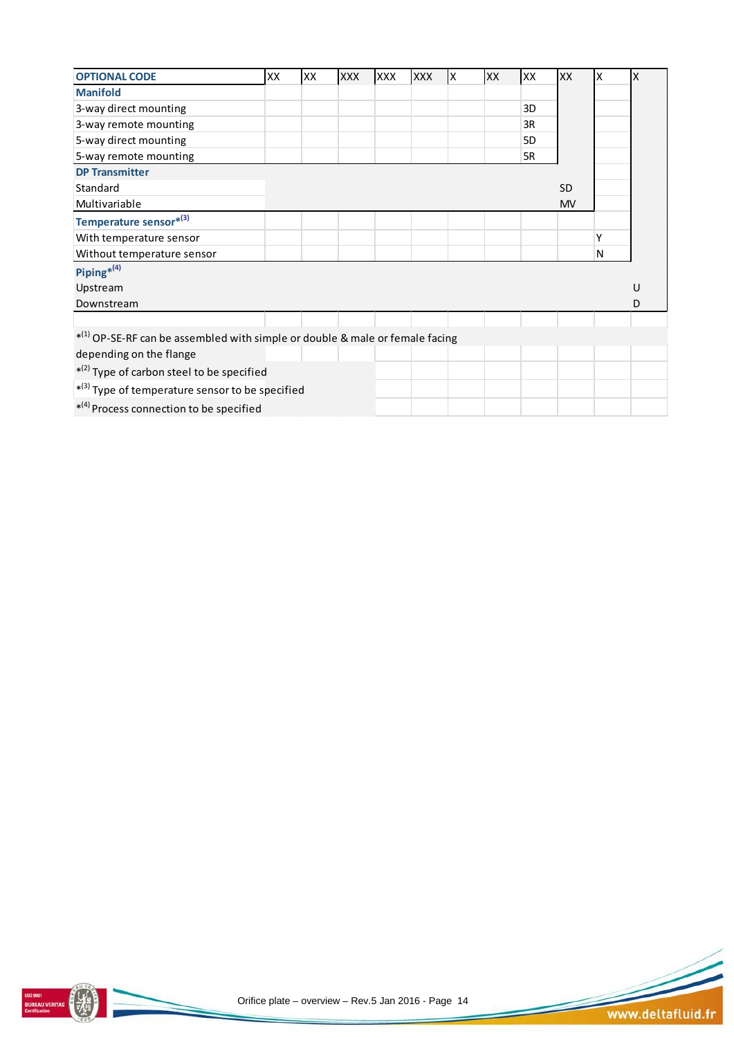| OPTIONAL CODE | XX | XX | XXX | XXX | XXX | X | XX | XX | XX | X | X |
|---|---|---|---|---|---|---|---|---|---|---|---|
| **Manifold** | | | | | | | | | | | |
| 3-way direct mounting | | | | | | | | 3D | | | |
| 3-way remote mounting | | | | | | | | 3R | | | |
| 5-way direct mounting | | | | | | | | 5D | | | |
| 5-way remote mounting | | | | | | | | 5R | | | |
| **DP Transmitter** | | | | | | | | | | | |
| Standard | | | | | | | | | SD | | |
| Multivariable | | | | | | | | | MV | | |
| **Temperature sensor*(3)** | | | | | | | | | | | |
| With temperature sensor | | | | | | | | | | Y | |
| Without temperature sensor | | | | | | | | | | N | |
| **Piping*(4)** | | | | | | | | | | | |
| Upstream | | | | | | | | | | | U |
| Downstream | | | | | | | | | | | D |

*(1) OP-SE-RF can be assembled with simple or double & male or female facing depending on the flange

*(2) Type of carbon steel to be specified

*(3) Type of temperature sensor to be specified

*(4) Process connection to be specified